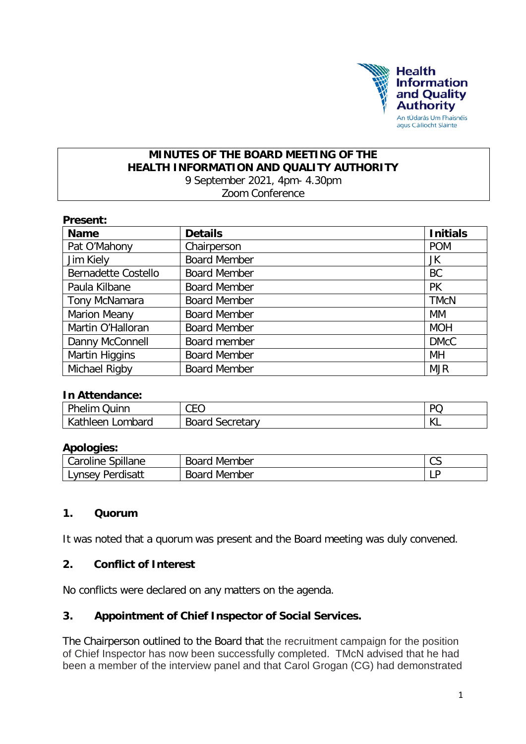# MINUTES OF THE BOARD MEETING OF THE HEALTH INFORMATION AND QUALITY AUTHORITY

9 September 2021, 4pm- 4.30pm
Zoom Conference

**Present:**

| Name | Details | Initials |
|---|---|---|
| Pat O'Mahony | Chairperson | POM |
| Jim Kiely | Board Member | JK |
| Bernadette Costello | Board Member | BC |
| Paula Kilbane | Board Member | PK |
| Tony McNamara | Board Member | TMcN |
| Marion Meany | Board Member | MM |
| Martin O'Halloran | Board Member | MOH |
| Danny McConnell | Board member | DMcC |
| Martin Higgins | Board Member | MH |
| Michael Rigby | Board Member | MJR |

**In Attendance:**

| Name | Details | Initials |
|---|---|---|
| Phelim Quinn | CEO | PQ |
| Kathleen Lombard | Board Secretary | KL |

**Apologies:**

| Name | Details | Initials |
|---|---|---|
| Caroline Spillane | Board Member | CS |
| Lynsey Perdisatt | Board Member | LP |

## 1. Quorum

It was noted that a quorum was present and the Board meeting was duly convened.

## 2. Conflict of Interest

No conflicts were declared on any matters on the agenda.

## 3. Appointment of Chief Inspector of Social Services.

The Chairperson outlined to the Board that the recruitment campaign for the position of Chief Inspector has now been successfully completed. TMcN advised that he had been a member of the interview panel and that Carol Grogan (CG) had demonstrated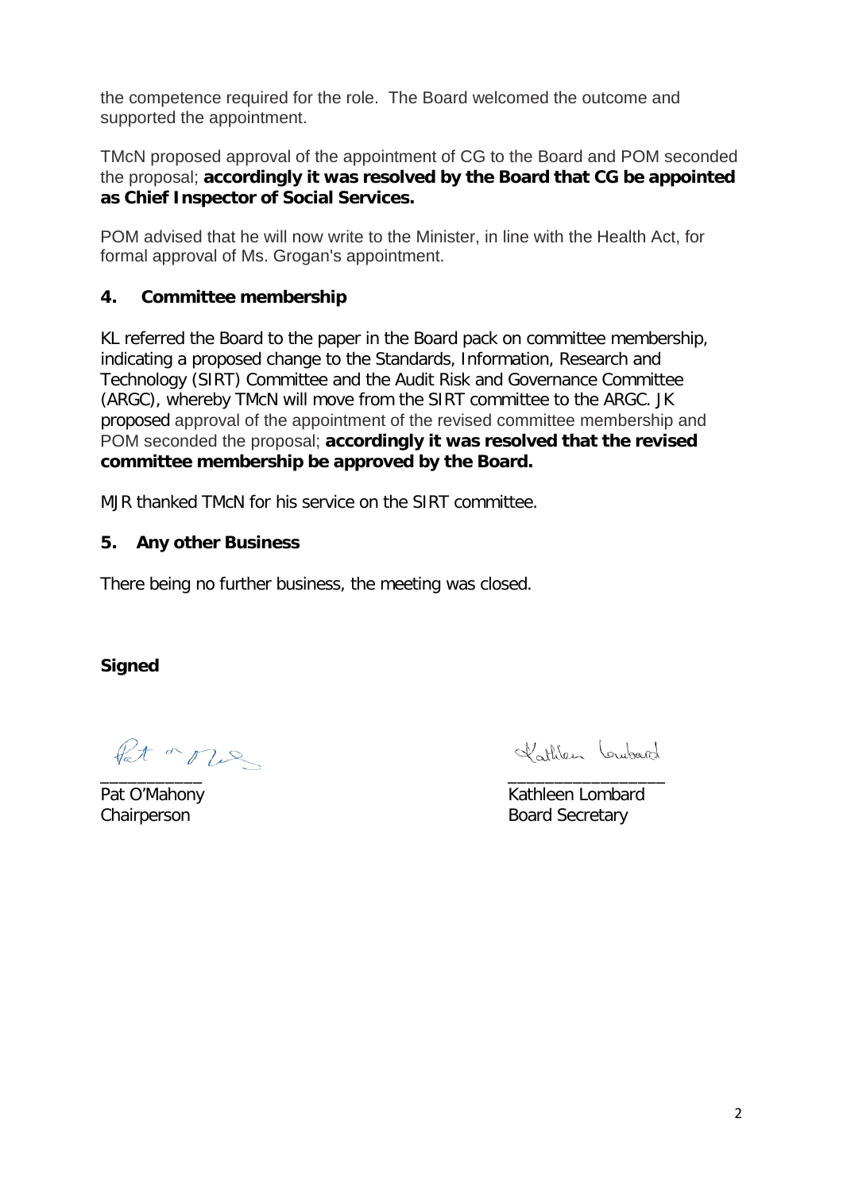the competence required for the role. The Board welcomed the outcome and supported the appointment.

TMcN proposed approval of the appointment of CG to the Board and POM seconded the proposal; **accordingly it was resolved by the Board that CG be appointed as Chief Inspector of Social Services.**

POM advised that he will now write to the Minister, in line with the Health Act, for formal approval of Ms. Grogan's appointment.

## 4. Committee membership

KL referred the Board to the paper in the Board pack on committee membership, indicating a proposed change to the Standards, Information, Research and Technology (SIRT) Committee and the Audit Risk and Governance Committee (ARGC), whereby TMcN will move from the SIRT committee to the ARGC. JK proposed approval of the appointment of the revised committee membership and POM seconded the proposal; **accordingly it was resolved that the revised committee membership be approved by the Board.**

MJR thanked TMcN for his service on the SIRT committee.

## 5. Any other Business

There being no further business, the meeting was closed.

**Signed**

___________
Pat O'Mahony
Chairperson

_________________
Kathleen Lombard
Board Secretary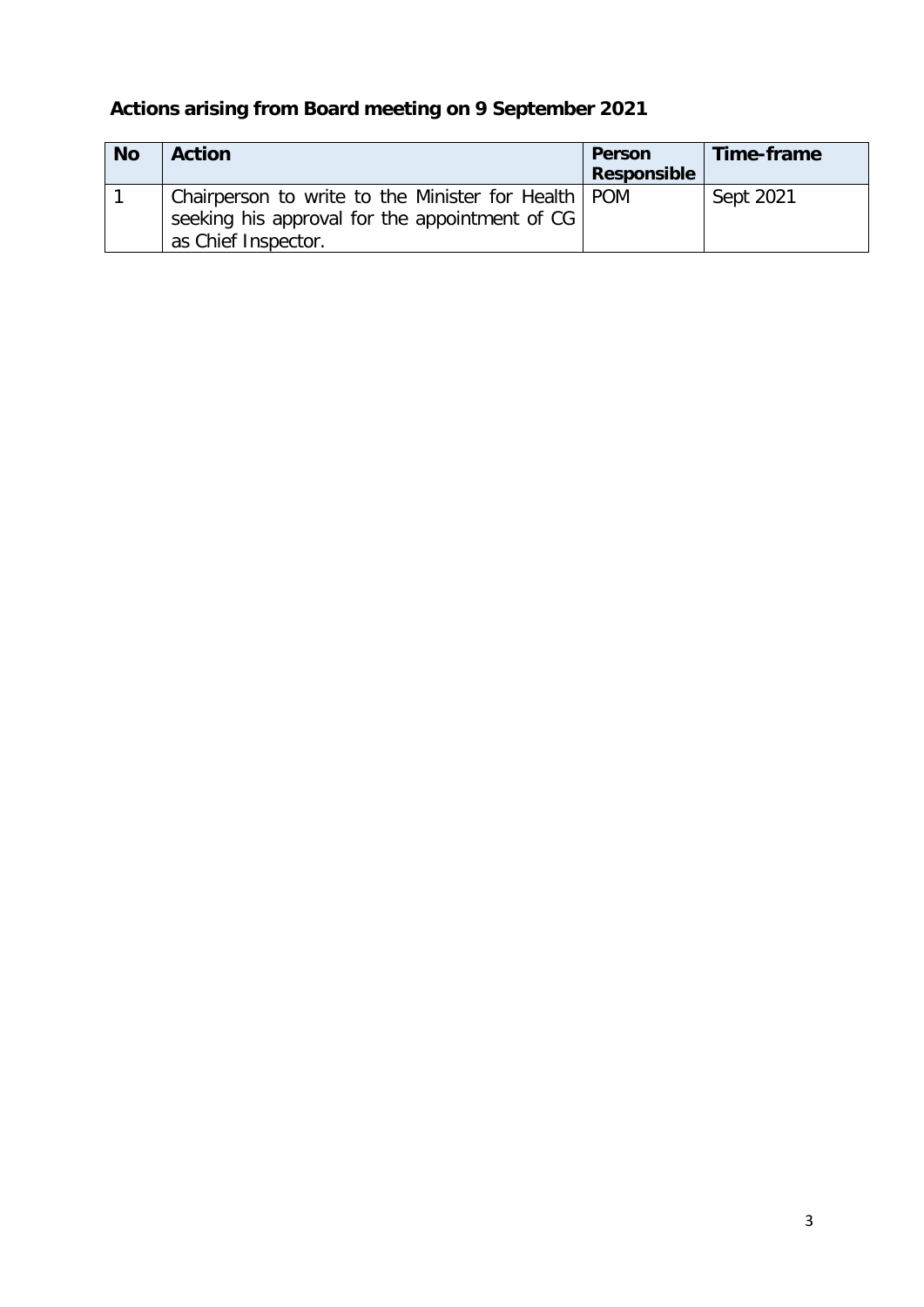**Actions arising from Board meeting on 9 September 2021**

| No | Action | Person Responsible | Time-frame |
|---|---|---|---|
| 1 | Chairperson to write to the Minister for Health seeking his approval for the appointment of CG as Chief Inspector. | POM | Sept 2021 |